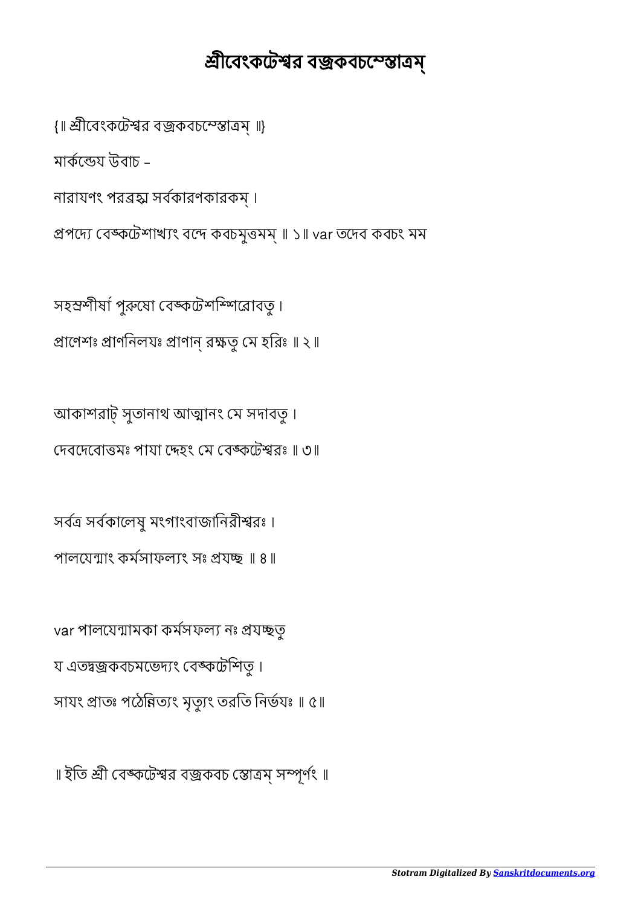# শ্রীবেংকটেশ্বর বজ্রকবচস্তোত্রম্

{॥ শ্রীবেংকটেশ্বর বজ্রকবচস্তোত্রম্ ॥}

মার্কণ্ডেয উবাচ -

নারাযণং পরব্রহ্ম সর্বকারণকারকম্ ।

প্রপদ্যে বেঙ্কটেশাখ্যং বন্দে কবচমুত্তমম্ ॥ ১॥ var তদেব কবচং মম

সহস্রশীর্ষা পুরুষো বেঙ্কটেশশ্শিরোবতু ।

প্রাণেশঃ প্রাণনিলযঃ প্রাণান্ রক্ষতু মে হরিঃ ॥ ২॥

আকাশরাট্ সুতানাথ আত্মানং মে সদাবতু ।

দেবদেবোত্তমঃ পাযা দ্দেহং মে বেঙ্কটেশ্বরঃ ॥ ৩॥

সর্বত্র সর্বকালেষু মংগাংবাজানিরীশ্বরঃ ।

পালযেন্মাং কর্মসাফল্যং সঃ প্রযচ্ছ ॥ ৪॥

var পালযেন্মামকা কর্মসফল্য নঃ প্রযচ্ছতু

য এতদ্বজ্রকবচমভেদ্যং বেঙ্কটেশিতু ।

সাযং প্রাতঃ পঠেন্নিত্যং মৃত্যুং তরতি নির্ভযঃ ॥ ৫॥

॥ ইতি শ্রী বেঙ্কটেশ্বর বজ্রকবচ স্তোত্রম্ সম্পূর্ণং ॥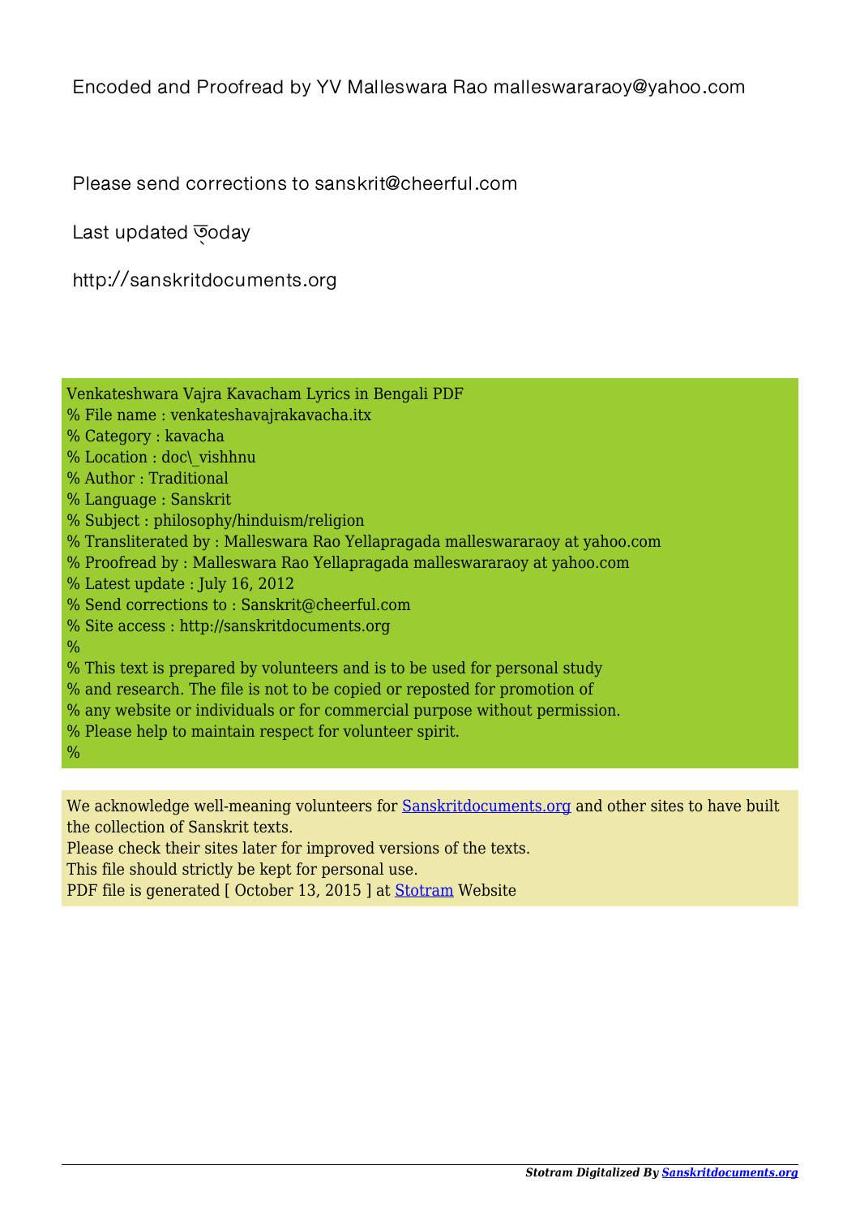Encoded and Proofread by YV Malleswara Rao malleswararaoy@yahoo.com

Please send corrections to sanskrit@cheerful.com

Last updated ত্oday

http://sanskritdocuments.org

Venkateshwara Vajra Kavacham Lyrics in Bengali PDF
% File name : venkateshavajrakavacha.itx
% Category : kavacha
% Location : doc\_vishhnu
% Author : Traditional
% Language : Sanskrit
% Subject : philosophy/hinduism/religion
% Transliterated by : Malleswara Rao Yellapragada malleswararaoy at yahoo.com
% Proofread by : Malleswara Rao Yellapragada malleswararaoy at yahoo.com
% Latest update : July 16, 2012
% Send corrections to : Sanskrit@cheerful.com
% Site access : http://sanskritdocuments.org
%
% This text is prepared by volunteers and is to be used for personal study
% and research. The file is not to be copied or reposted for promotion of
% any website or individuals or for commercial purpose without permission.
% Please help to maintain respect for volunteer spirit.
%

We acknowledge well-meaning volunteers for Sanskritdocuments.org and other sites to have built the collection of Sanskrit texts.
Please check their sites later for improved versions of the texts.
This file should strictly be kept for personal use.
PDF file is generated [ October 13, 2015 ] at Stotram Website

*Stotram Digitalized By Sanskritdocuments.org*